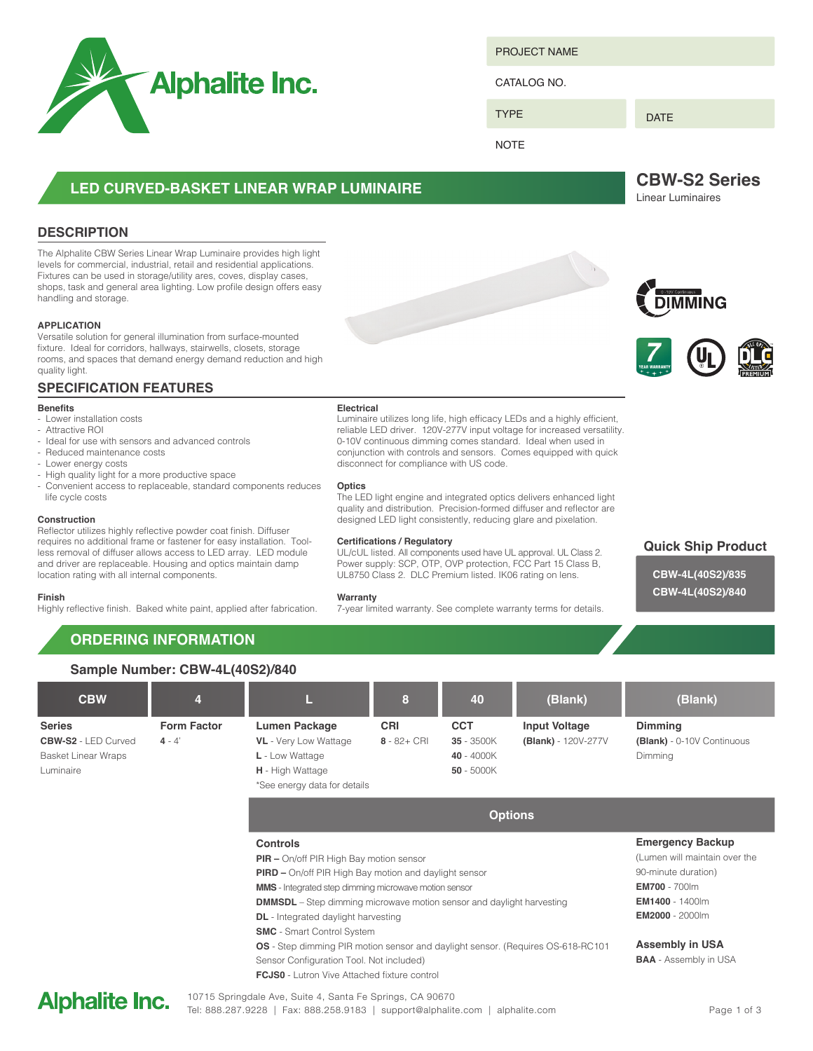# Alphalite Inc.

| PROJECT NAME | |
|---|---|
| CATALOG NO. | |
| TYPE | DATE |
| NOTE | |

## LED CURVED-BASKET LINEAR WRAP LUMINAIRE

**CBW-S2 Series**
Linear Luminaires

## DESCRIPTION

The Alphalite CBW Series Linear Wrap Luminaire provides high light levels for commercial, industrial, retail and residential applications. Fixtures can be used in storage/utility ares, coves, display cases, shops, task and general area lighting. Low profile design offers easy handling and storage.

### APPLICATION

Versatile solution for general illumination from surface-mounted fixture. Ideal for corridors, hallways, stairwells, closets, storage rooms, and spaces that demand energy demand reduction and high quality light.

0-10V Continuous DIMMING

7 YEAR WARRANTY | UL | DLC PREMIUM

## SPECIFICATION FEATURES

**Benefits**

- Lower installation costs
- Attractive ROI
- Ideal for use with sensors and advanced controls
- Reduced maintenance costs
- Lower energy costs
- High quality light for a more productive space
- Convenient access to replaceable, standard components reduces life cycle costs

**Construction**

Reflector utilizes highly reflective powder coat finish. Diffuser requires no additional frame or fastener for easy installation. Tool-less removal of diffuser allows access to LED array. LED module and driver are replaceable. Housing and optics maintain damp location rating with all internal components.

**Finish**

Highly reflective finish. Baked white paint, applied after fabrication.

**Electrical**

Luminaire utilizes long life, high efficacy LEDs and a highly efficient, reliable LED driver. 120V-277V input voltage for increased versatility. 0-10V continuous dimming comes standard. Ideal when used in conjunction with controls and sensors. Comes equipped with quick disconnect for compliance with US code.

**Optics**

The LED light engine and integrated optics delivers enhanced light quality and distribution. Precision-formed diffuser and reflector are designed LED light consistently, reducing glare and pixelation.

**Certifications / Regulatory**

UL/cUL listed. All components used have UL approval. UL Class 2. Power supply: SCP, OTP, OVP protection, FCC Part 15 Class B, UL8750 Class 2. DLC Premium listed. IK06 rating on lens.

**Warranty**

7-year limited warranty. See complete warranty terms for details.

### Quick Ship Product

**CBW-4L(40S2)/835**
**CBW-4L(40S2)/840**

## ORDERING INFORMATION

### Sample Number: CBW-4L(40S2)/840

| CBW | 4 | L | 8 | 40 | (Blank) | (Blank) |
|---|---|---|---|---|---|---|
| **Series** | **Form Factor** | **Lumen Package** | **CRI** | **CCT** | **Input Voltage** | **Dimming** |
| **CBW-S2** - LED Curved Basket Linear Wraps Luminaire | **4** - 4' | **VL** - Very Low Wattage<br>**L** - Low Wattage<br>**H** - High Wattage<br>*See energy data for details | **8** - 82+ CRI | **35** - 3500K<br>**40** - 4000K<br>**50** - 5000K | **(Blank)** - 120V-277V | **(Blank)** - 0-10V Continuous Dimming |

### Options

**Controls**

**PIR –** On/off PIR High Bay motion sensor
**PIRD –** On/off PIR High Bay motion and daylight sensor
**MMS** - Integrated step dimming microwave motion sensor
**DMMSDL** – Step dimming microwave motion sensor and daylight harvesting
**DL** - Integrated daylight harvesting
**SMC** - Smart Control System
**OS** - Step dimming PIR motion sensor and daylight sensor. (Requires OS-618-RC101 Sensor Configuration Tool. Not included)
**FCJS0** - Lutron Vive Attached fixture control

**Emergency Backup**

(Lumen will maintain over the 90-minute duration)
**EM700** - 700lm
**EM1400** - 1400lm
**EM2000** - 2000lm

**Assembly in USA**

**BAA** - Assembly in USA

**Alphalite Inc.** 10715 Springdale Ave, Suite 4, Santa Fe Springs, CA 90670
Tel: 888.287.9228 | Fax: 888.258.9183 | support@alphalite.com | alphalite.com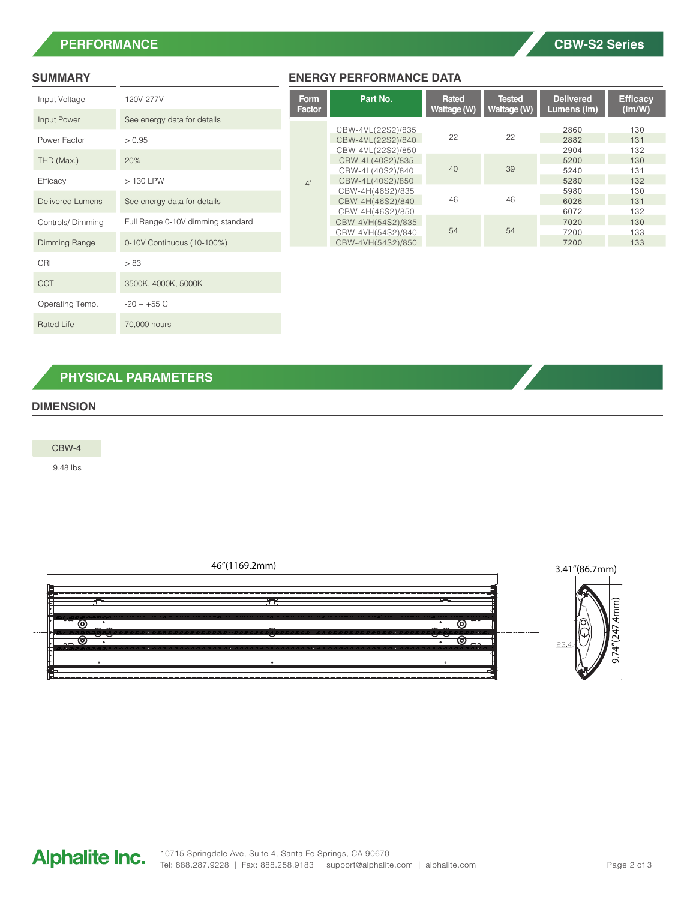## PERFORMANCE

CBW-S2 Series

### SUMMARY

| | |
|---|---|
| Input Voltage | 120V-277V |
| Input Power | See energy data for details |
| Power Factor | > 0.95 |
| THD (Max.) | 20% |
| Efficacy | > 130 LPW |
| Delivered Lumens | See energy data for details |
| Controls/ Dimming | Full Range 0-10V dimming standard |
| Dimming Range | 0-10V Continuous (10-100%) |
| CRI | > 83 |
| CCT | 3500K, 4000K, 5000K |
| Operating Temp. | -20 ~ +55 C |
| Rated Life | 70,000 hours |

### ENERGY PERFORMANCE DATA

| Form Factor | Part No. | Rated Wattage (W) | Tested Wattage (W) | Delivered Lumens (lm) | Efficacy (lm/W) |
|---|---|---|---|---|---|
| 4' | CBW-4VL(22S2)/835 | 22 | 22 | 2860 | 130 |
| | CBW-4VL(22S2)/840 | | | 2882 | 131 |
| | CBW-4VL(22S2)/850 | | | 2904 | 132 |
| | CBW-4L(40S2)/835 | 40 | 39 | 5200 | 130 |
| | CBW-4L(40S2)/840 | | | 5240 | 131 |
| | CBW-4L(40S2)/850 | | | 5280 | 132 |
| | CBW-4H(46S2)/835 | 46 | 46 | 5980 | 130 |
| | CBW-4H(46S2)/840 | | | 6026 | 131 |
| | CBW-4H(46S2)/850 | | | 6072 | 132 |
| | CBW-4VH(54S2)/835 | 54 | 54 | 7020 | 130 |
| | CBW-4VH(54S2)/840 | | | 7200 | 133 |
| | CBW-4VH(54S2)/850 | | | 7200 | 133 |

## PHYSICAL PARAMETERS

### DIMENSION

CBW-4

9.48 lbs

46"(1169.2mm)

3.41"(86.7mm)

9.74"(247.4mm)

23.4

**Alphalite Inc.**

10715 Springdale Ave, Suite 4, Santa Fe Springs, CA 90670
Tel: 888.287.9228 | Fax: 888.258.9183 | support@alphalite.com | alphalite.com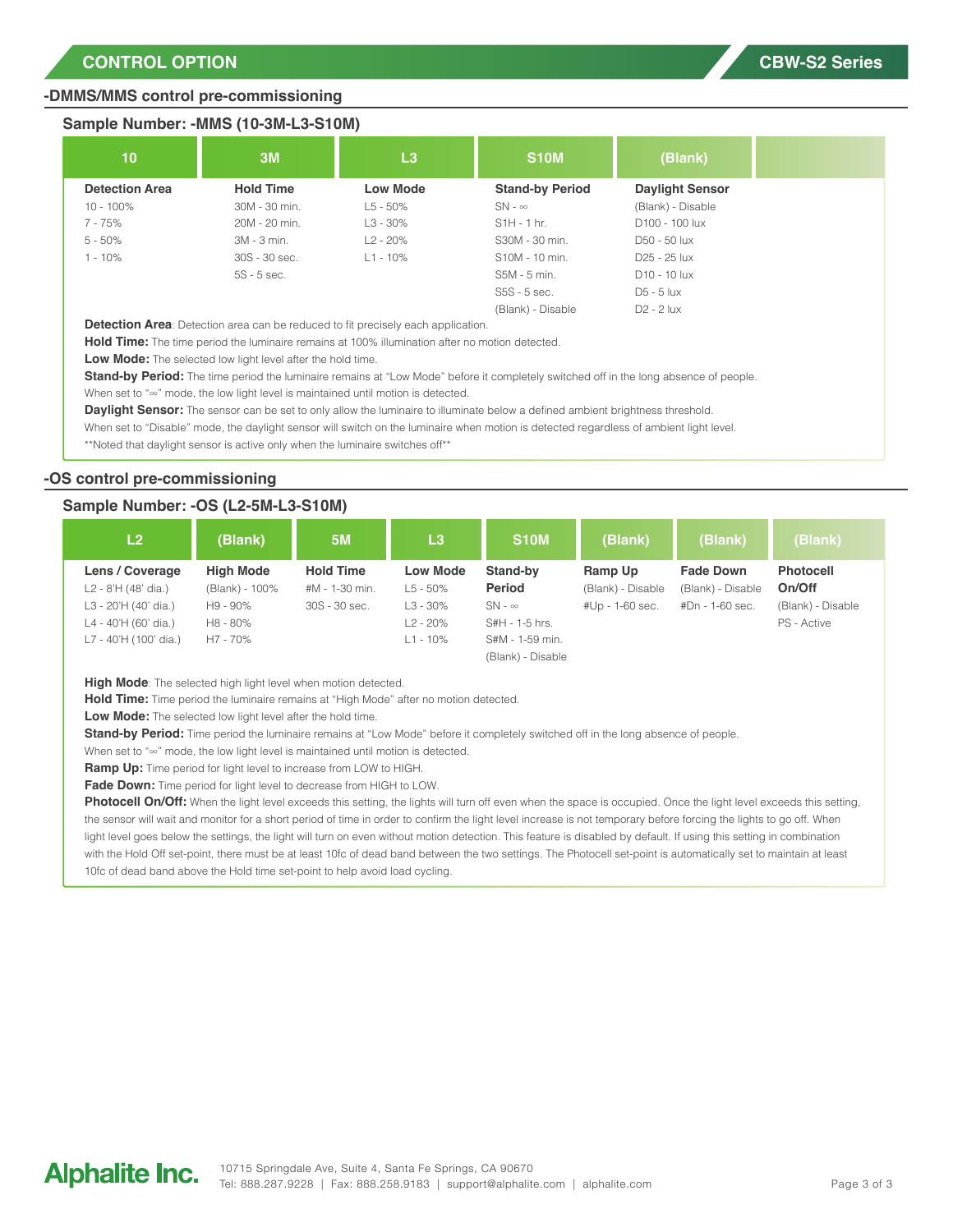## CONTROL OPTION

### -DMMS/MMS control pre-commissioning

**Sample Number: -MMS (10-3M-L3-S10M)**

| 10 | 3M | L3 | S10M | (Blank) | |
|---|---|---|---|---|---|
| **Detection Area** | **Hold Time** | **Low Mode** | **Stand-by Period** | **Daylight Sensor** | |
| 10 - 100% | 30M - 30 min. | L5 - 50% | SN - ∞ | (Blank) - Disable | |
| 7 - 75% | 20M - 20 min. | L3 - 30% | S1H - 1 hr. | D100 - 100 lux | |
| 5 - 50% | 3M - 3 min. | L2 - 20% | S30M - 30 min. | D50 - 50 lux | |
| 1 - 10% | 30S - 30 sec. | L1 - 10% | S10M - 10 min. | D25 - 25 lux | |
| | 5S - 5 sec. | | S5M - 5 min. | D10 - 10 lux | |
| | | | S5S - 5 sec. | D5 - 5 lux | |
| | | | (Blank) - Disable | D2 - 2 lux | |

**Detection Area**: Detection area can be reduced to fit precisely each application.

**Hold Time:** The time period the luminaire remains at 100% illumination after no motion detected.

**Low Mode:** The selected low light level after the hold time.

**Stand-by Period:** The time period the luminaire remains at "Low Mode" before it completely switched off in the long absence of people. When set to "∞" mode, the low light level is maintained until motion is detected.

**Daylight Sensor:** The sensor can be set to only allow the luminaire to illuminate below a defined ambient brightness threshold. When set to "Disable" mode, the daylight sensor will switch on the luminaire when motion is detected regardless of ambient light level.

**Noted that daylight sensor is active only when the luminaire switches off**

### -OS control pre-commissioning

**Sample Number: -OS (L2-5M-L3-S10M)**

| L2 | (Blank) | 5M | L3 | S10M | (Blank) | (Blank) | (Blank) |
|---|---|---|---|---|---|---|---|
| **Lens / Coverage** | **High Mode** | **Hold Time** | **Low Mode** | **Stand-by Period** | **Ramp Up** | **Fade Down** | **Photocell On/Off** |
| L2 - 8'H (48' dia.) | (Blank) - 100% | #M - 1-30 min. | L5 - 50% | SN - ∞ | (Blank) - Disable | (Blank) - Disable | (Blank) - Disable |
| L3 - 20'H (40' dia.) | H9 - 90% | 30S - 30 sec. | L3 - 30% | S#H - 1-5 hrs. | #Up - 1-60 sec. | #Dn - 1-60 sec. | PS - Active |
| L4 - 40'H (60' dia.) | H8 - 80% | | L2 - 20% | S#M - 1-59 min. | | | |
| L7 - 40'H (100' dia.) | H7 - 70% | | L1 - 10% | (Blank) - Disable | | | |

**High Mode**: The selected high light level when motion detected.

**Hold Time:** Time period the luminaire remains at "High Mode" after no motion detected.

**Low Mode:** The selected low light level after the hold time.

**Stand-by Period:** Time period the luminaire remains at "Low Mode" before it completely switched off in the long absence of people. When set to "∞" mode, the low light level is maintained until motion is detected.

**Ramp Up:** Time period for light level to increase from LOW to HIGH.

**Fade Down:** Time period for light level to decrease from HIGH to LOW.

**Photocell On/Off:** When the light level exceeds this setting, the lights will turn off even when the space is occupied. Once the light level exceeds this setting, the sensor will wait and monitor for a short period of time in order to confirm the light level increase is not temporary before forcing the lights to go off. When light level goes below the settings, the light will turn on even without motion detection. This feature is disabled by default. If using this setting in combination with the Hold Off set-point, there must be at least 10fc of dead band between the two settings. The Photocell set-point is automatically set to maintain at least 10fc of dead band above the Hold time set-point to help avoid load cycling.

**Alphalite Inc.** 10715 Springdale Ave, Suite 4, Santa Fe Springs, CA 90670
Tel: 888.287.9228 | Fax: 888.258.9183 | support@alphalite.com | alphalite.com